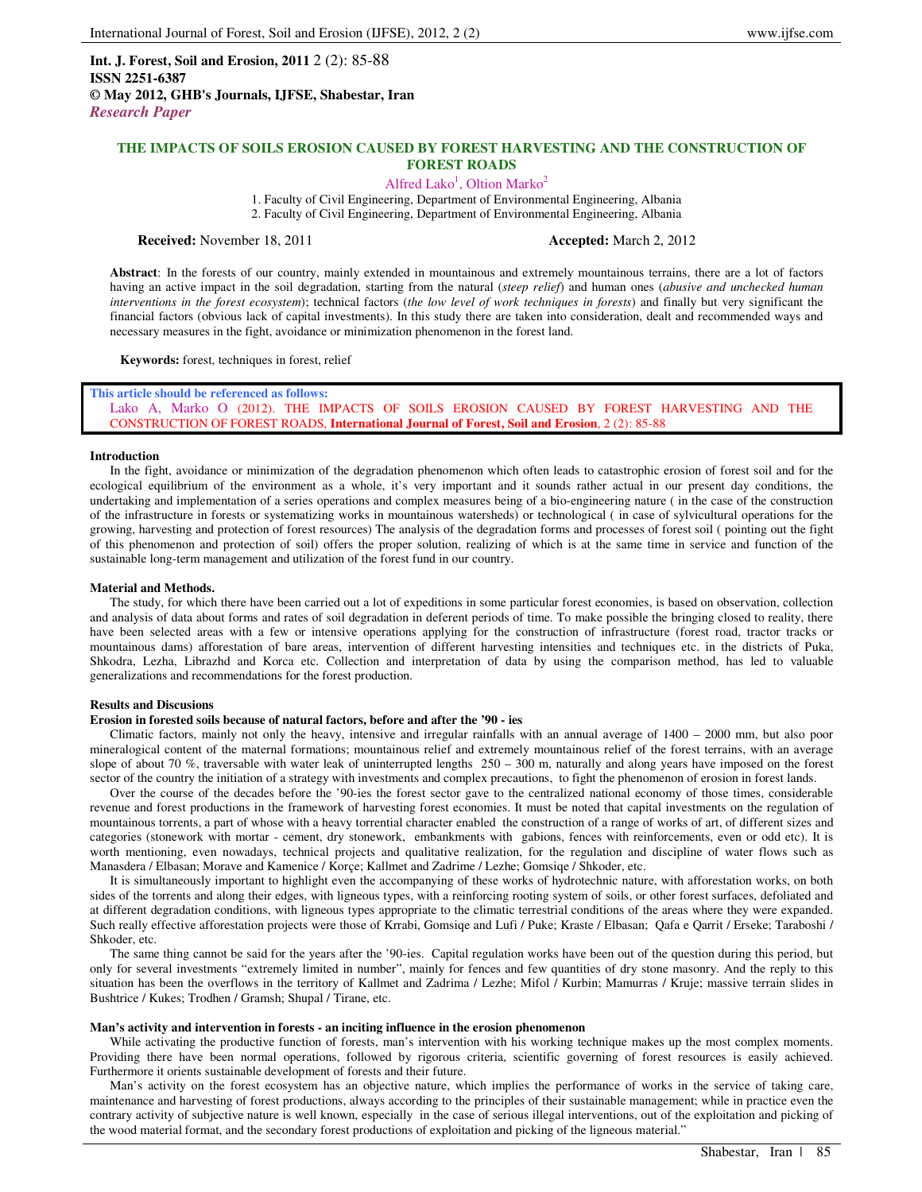**Int. J. Forest, Soil and Erosion, 2011** 2 (2): 85-88
**ISSN 2251-6387**
**© May 2012, GHB's Journals, IJFSE, Shabestar, Iran**
*Research Paper*

# THE IMPACTS OF SOILS EROSION CAUSED BY FOREST HARVESTING AND THE CONSTRUCTION OF FOREST ROADS

Alfred Lako[1], Oltion Marko[2]

1. Faculty of Civil Engineering, Department of Environmental Engineering, Albania
2. Faculty of Civil Engineering, Department of Environmental Engineering, Albania

**Received:** November 18, 2011 **Accepted:** March 2, 2012

**Abstract**: In the forests of our country, mainly extended in mountainous and extremely mountainous terrains, there are a lot of factors having an active impact in the soil degradation, starting from the natural (*steep relief*) and human ones (*abusive and unchecked human interventions in the forest ecosystem*); technical factors (*the low level of work techniques in forests*) and finally but very significant the financial factors (obvious lack of capital investments). In this study there are taken into consideration, dealt and recommended ways and necessary measures in the fight, avoidance or minimization phenomenon in the forest land.

**Keywords:** forest, techniques in forest, relief

**This article should be referenced as follows:**
Lako A, Marko O (2012). THE IMPACTS OF SOILS EROSION CAUSED BY FOREST HARVESTING AND THE CONSTRUCTION OF FOREST ROADS, **International Journal of Forest, Soil and Erosion**, 2 (2): 85-88

## Introduction

In the fight, avoidance or minimization of the degradation phenomenon which often leads to catastrophic erosion of forest soil and for the ecological equilibrium of the environment as a whole, it's very important and it sounds rather actual in our present day conditions, the undertaking and implementation of a series operations and complex measures being of a bio-engineering nature ( in the case of the construction of the infrastructure in forests or systematizing works in mountainous watersheds) or technological ( in case of sylvicultural operations for the growing, harvesting and protection of forest resources) The analysis of the degradation forms and processes of forest soil ( pointing out the fight of this phenomenon and protection of soil) offers the proper solution, realizing of which is at the same time in service and function of the sustainable long-term management and utilization of the forest fund in our country.

## Material and Methods.

The study, for which there have been carried out a lot of expeditions in some particular forest economies, is based on observation, collection and analysis of data about forms and rates of soil degradation in deferent periods of time. To make possible the bringing closed to reality, there have been selected areas with a few or intensive operations applying for the construction of infrastructure (forest road, tractor tracks or mountainous dams) afforestation of bare areas, intervention of different harvesting intensities and techniques etc. in the districts of Puka, Shkodra, Lezha, Librazhd and Korca etc. Collection and interpretation of data by using the comparison method, has led to valuable generalizations and recommendations for the forest production.

## Results and Discusions

### Erosion in forested soils because of natural factors, before and after the '90 - ies

Climatic factors, mainly not only the heavy, intensive and irregular rainfalls with an annual average of 1400 – 2000 mm, but also poor mineralogical content of the maternal formations; mountainous relief and extremely mountainous relief of the forest terrains, with an average slope of about 70 %, traversable with water leak of uninterrupted lengths 250 – 300 m, naturally and along years have imposed on the forest sector of the country the initiation of a strategy with investments and complex precautions, to fight the phenomenon of erosion in forest lands.

Over the course of the decades before the '90-ies the forest sector gave to the centralized national economy of those times, considerable revenue and forest productions in the framework of harvesting forest economies. It must be noted that capital investments on the regulation of mountainous torrents, a part of whose with a heavy torrential character enabled the construction of a range of works of art, of different sizes and categories (stonework with mortar - cement, dry stonework, embankments with gabions, fences with reinforcements, even or odd etc). It is worth mentioning, even nowadays, technical projects and qualitative realization, for the regulation and discipline of water flows such as Manasdera / Elbasan; Morave and Kamenice / Korçe; Kallmet and Zadrime / Lezhe; Gomsiqe / Shkoder, etc.

It is simultaneously important to highlight even the accompanying of these works of hydrotechnic nature, with afforestation works, on both sides of the torrents and along their edges, with ligneous types, with a reinforcing rooting system of soils, or other forest surfaces, defoliated and at different degradation conditions, with ligneous types appropriate to the climatic terrestrial conditions of the areas where they were expanded. Such really effective afforestation projects were those of Krrabi, Gomsiqe and Lufi / Puke; Kraste / Elbasan; Qafa e Qarrit / Erseke; Taraboshi / Shkoder, etc.

The same thing cannot be said for the years after the '90-ies. Capital regulation works have been out of the question during this period, but only for several investments "extremely limited in number", mainly for fences and few quantities of dry stone masonry. And the reply to this situation has been the overflows in the territory of Kallmet and Zadrima / Lezhe; Mifol / Kurbin; Mamurras / Kruje; massive terrain slides in Bushtrice / Kukes; Trodhen / Gramsh; Shupal / Tirane, etc.

### Man's activity and intervention in forests - an inciting influence in the erosion phenomenon

While activating the productive function of forests, man's intervention with his working technique makes up the most complex moments. Providing there have been normal operations, followed by rigorous criteria, scientific governing of forest resources is easily achieved. Furthermore it orients sustainable development of forests and their future.

Man's activity on the forest ecosystem has an objective nature, which implies the performance of works in the service of taking care, maintenance and harvesting of forest productions, always according to the principles of their sustainable management; while in practice even the contrary activity of subjective nature is well known, especially in the case of serious illegal interventions, out of the exploitation and picking of the wood material format, and the secondary forest productions of exploitation and picking of the ligneous material."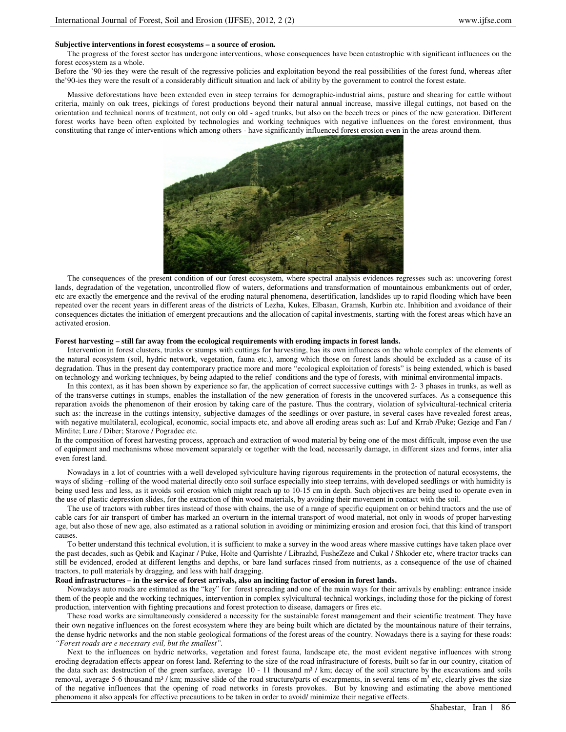**Subjective interventions in forest ecosystems – a source of erosion.**

The progress of the forest sector has undergone interventions, whose consequences have been catastrophic with significant influences on the forest ecosystem as a whole.

Before the '90-ies they were the result of the regressive policies and exploitation beyond the real possibilities of the forest fund, whereas after the'90-ies they were the result of a considerably difficult situation and lack of ability by the government to control the forest estate.

Massive deforestations have been extended even in steep terrains for demographic-industrial aims, pasture and shearing for cattle without criteria, mainly on oak trees, pickings of forest productions beyond their natural annual increase, massive illegal cuttings, not based on the orientation and technical norms of treatment, not only on old - aged trunks, but also on the beech trees or pines of the new generation. Different forest works have been often exploited by technologies and working techniques with negative influences on the forest environment, thus constituting that range of interventions which among others - have significantly influenced forest erosion even in the areas around them.

The consequences of the present condition of our forest ecosystem, where spectral analysis evidences regresses such as: uncovering forest lands, degradation of the vegetation, uncontrolled flow of waters, deformations and transformation of mountainous embankments out of order, etc are exactly the emergence and the revival of the eroding natural phenomena, desertification, landslides up to rapid flooding which have been repeated over the recent years in different areas of the districts of Lezha, Kukes, Elbasan, Gramsh, Kurbin etc. Inhibition and avoidance of their consequences dictates the initiation of emergent precautions and the allocation of capital investments, starting with the forest areas which have an activated erosion.

**Forest harvesting – still far away from the ecological requirements with eroding impacts in forest lands.**

Intervention in forest clusters, trunks or stumps with cuttings for harvesting, has its own influences on the whole complex of the elements of the natural ecosystem (soil, hydric network, vegetation, fauna etc.), among which those on forest lands should be excluded as a cause of its degradation. Thus in the present day contemporary practice more and more "ecological exploitation of forests" is being extended, which is based on technology and working techniques, by being adapted to the relief conditions and the type of forests, with minimal environmental impacts.

In this context, as it has been shown by experience so far, the application of correct successive cuttings with 2- 3 phases in trunks, as well as of the transverse cuttings in stumps, enables the installation of the new generation of forests in the uncovered surfaces. As a consequence this reparation avoids the phenomenon of their erosion by taking care of the pasture. Thus the contrary, violation of sylvicultural-technical criteria such as: the increase in the cuttings intensity, subjective damages of the seedlings or over pasture, in several cases have revealed forest areas, with negative multilateral, ecological, economic, social impacts etc, and above all eroding areas such as: Luf and Krrab /Puke; Geziqe and Fan / Mirdite; Lure / Diber; Starove / Pogradec etc.

In the composition of forest harvesting process, approach and extraction of wood material by being one of the most difficult, impose even the use of equipment and mechanisms whose movement separately or together with the load, necessarily damage, in different sizes and forms, inter alia even forest land.

Nowadays in a lot of countries with a well developed sylviculture having rigorous requirements in the protection of natural ecosystems, the ways of sliding –rolling of the wood material directly onto soil surface especially into steep terrains, with developed seedlings or with humidity is being used less and less, as it avoids soil erosion which might reach up to 10-15 cm in depth. Such objectives are being used to operate even in the use of plastic depression slides, for the extraction of thin wood materials, by avoiding their movement in contact with the soil.

The use of tractors with rubber tires instead of those with chains, the use of a range of specific equipment on or behind tractors and the use of cable cars for air transport of timber has marked an overturn in the internal transport of wood material, not only in woods of proper harvesting age, but also those of new age, also estimated as a rational solution in avoiding or minimizing erosion and erosion foci, that this kind of transport causes.

To better understand this technical evolution, it is sufficient to make a survey in the wood areas where massive cuttings have taken place over the past decades, such as Qebik and Kaçinar / Puke, Holte and Qarrishte / Librazhd, FusheZeze and Cukal / Shkoder etc, where tractor tracks can still be evidenced, eroded at different lengths and depths, or bare land surfaces rinsed from nutrients, as a consequence of the use of chained tractors, to pull materials by dragging, and less with half dragging.

**Road infrastructures – in the service of forest arrivals, also an inciting factor of erosion in forest lands.**

Nowadays auto roads are estimated as the "key" for forest spreading and one of the main ways for their arrivals by enabling: entrance inside them of the people and the working techniques, intervention in complex sylvicultural-technical workings, including those for the picking of forest production, intervention with fighting precautions and forest protection to disease, damagers or fires etc.

These road works are simultaneously considered a necessity for the sustainable forest management and their scientific treatment. They have their own negative influences on the forest ecosystem where they are being built which are dictated by the mountainous nature of their terrains, the dense hydric networks and the non stable geological formations of the forest areas of the country. Nowadays there is a saying for these roads: *"Forest roads are e necessary evil, but the smallest".*

Next to the influences on hydric networks, vegetation and forest fauna, landscape etc, the most evident negative influences with strong eroding degradation effects appear on forest land. Referring to the size of the road infrastructure of forests, built so far in our country, citation of the data such as: destruction of the green surface, average 10 - 11 thousand $m^2$ / km; decay of the soil structure by the excavations and soils removal, average 5-6 thousand $m^3$ / km; massive slide of the road structure/parts of escarpments, in several tens of $m^3$ etc, clearly gives the size of the negative influences that the opening of road networks in forests provokes. But by knowing and estimating the above mentioned phenomena it also appeals for effective precautions to be taken in order to avoid/ minimize their negative effects.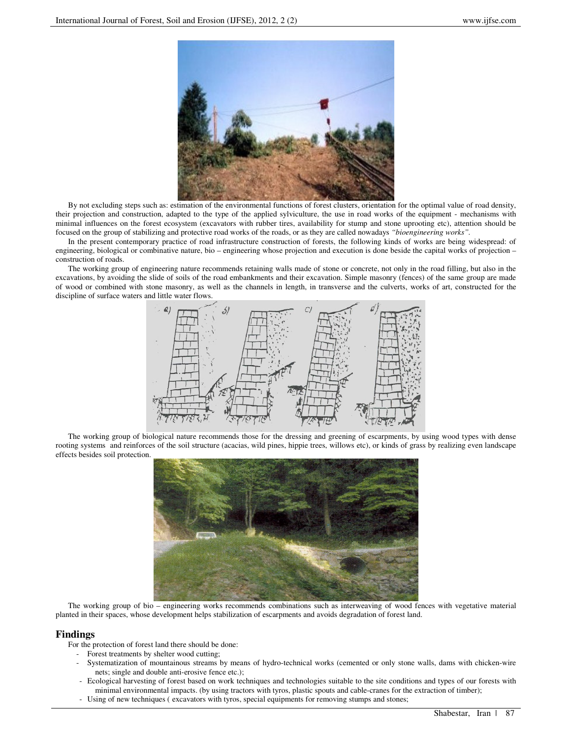By not excluding steps such as: estimation of the environmental functions of forest clusters, orientation for the optimal value of road density, their projection and construction, adapted to the type of the applied sylviculture, the use in road works of the equipment - mechanisms with minimal influences on the forest ecosystem (excavators with rubber tires, availability for stump and stone uprooting etc), attention should be focused on the group of stabilizing and protective road works of the roads, or as they are called nowadays *"bioengineering works".*

In the present contemporary practice of road infrastructure construction of forests, the following kinds of works are being widespread: of engineering, biological or combinative nature, bio – engineering whose projection and execution is done beside the capital works of projection – construction of roads.

The working group of engineering nature recommends retaining walls made of stone or concrete, not only in the road filling, but also in the excavations, by avoiding the slide of soils of the road embankments and their excavation. Simple masonry (fences) of the same group are made of wood or combined with stone masonry, as well as the channels in length, in transverse and the culverts, works of art, constructed for the discipline of surface waters and little water flows.

The working group of biological nature recommends those for the dressing and greening of escarpments, by using wood types with dense rooting systems and reinforces of the soil structure (acacias, wild pines, hippie trees, willows etc), or kinds of grass by realizing even landscape effects besides soil protection.

The working group of bio – engineering works recommends combinations such as interweaving of wood fences with vegetative material planted in their spaces, whose development helps stabilization of escarpments and avoids degradation of forest land.

## Findings

For the protection of forest land there should be done:

- Forest treatments by shelter wood cutting;
- Systematization of mountainous streams by means of hydro-technical works (cemented or only stone walls, dams with chicken-wire nets; single and double anti-erosive fence etc.);
- Ecological harvesting of forest based on work techniques and technologies suitable to the site conditions and types of our forests with minimal environmental impacts. (by using tractors with tyros, plastic spouts and cable-cranes for the extraction of timber);
- Using of new techniques ( excavators with tyros, special equipments for removing stumps and stones;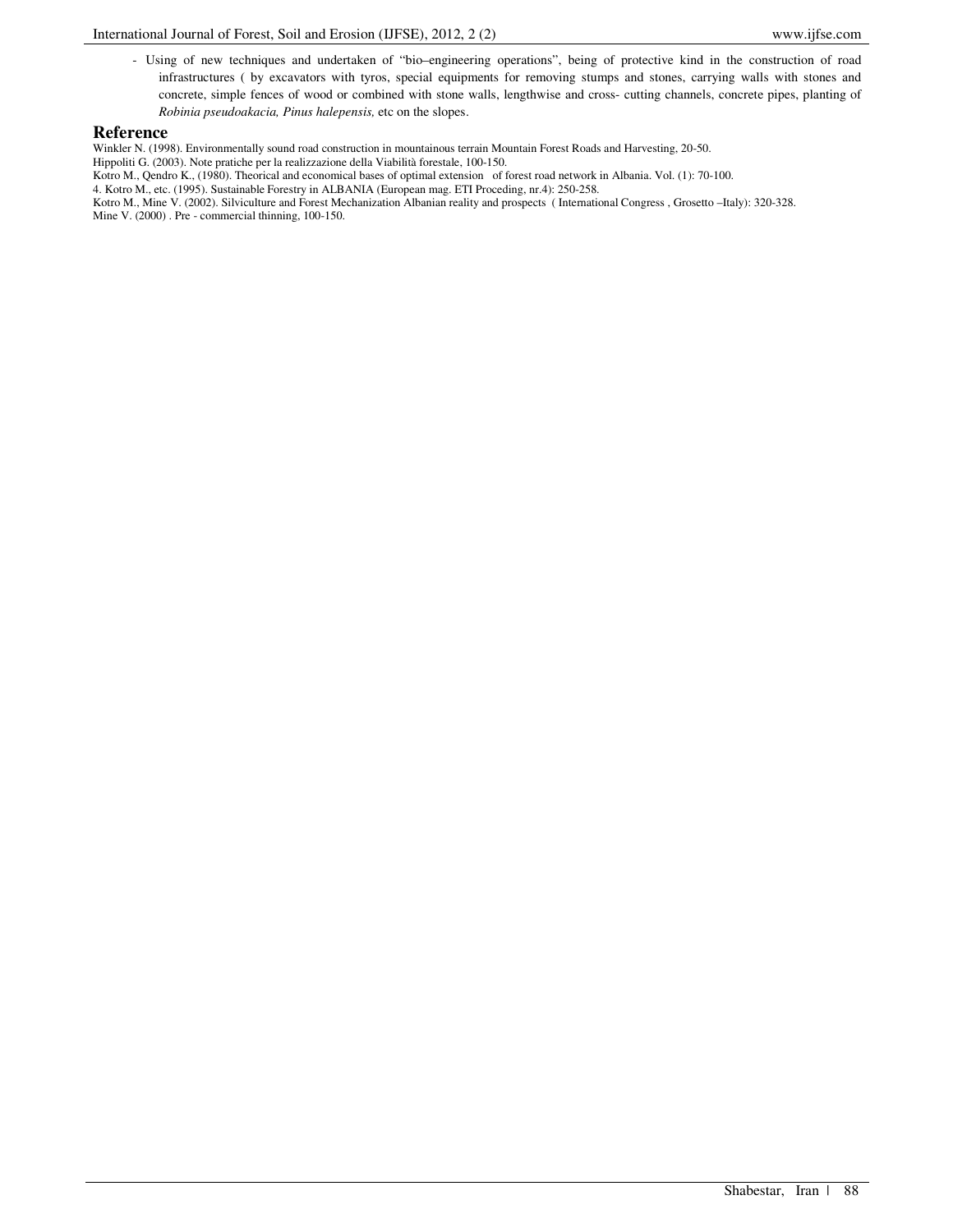- Using of new techniques and undertaken of "bio–engineering operations", being of protective kind in the construction of road infrastructures ( by excavators with tyros, special equipments for removing stumps and stones, carrying walls with stones and concrete, simple fences of wood or combined with stone walls, lengthwise and cross- cutting channels, concrete pipes, planting of *Robinia pseudoakacia, Pinus halepensis,* etc on the slopes.

## Reference

Winkler N. (1998). Environmentally sound road construction in mountainous terrain Mountain Forest Roads and Harvesting, 20-50.

Hippoliti G. (2003). Note pratiche per la realizzazione della Viabilità forestale, 100-150.

Kotro M., Qendro K., (1980). Theorical and economical bases of optimal extension of forest road network in Albania. Vol. (1): 70-100.

4. Kotro M., etc. (1995). Sustainable Forestry in ALBANIA (European mag. ETI Proceding, nr.4): 250-258.

Kotro M., Mine V. (2002). Silviculture and Forest Mechanization Albanian reality and prospects ( International Congress , Grosetto –Italy): 320-328.

Mine V. (2000) . Pre - commercial thinning, 100-150.